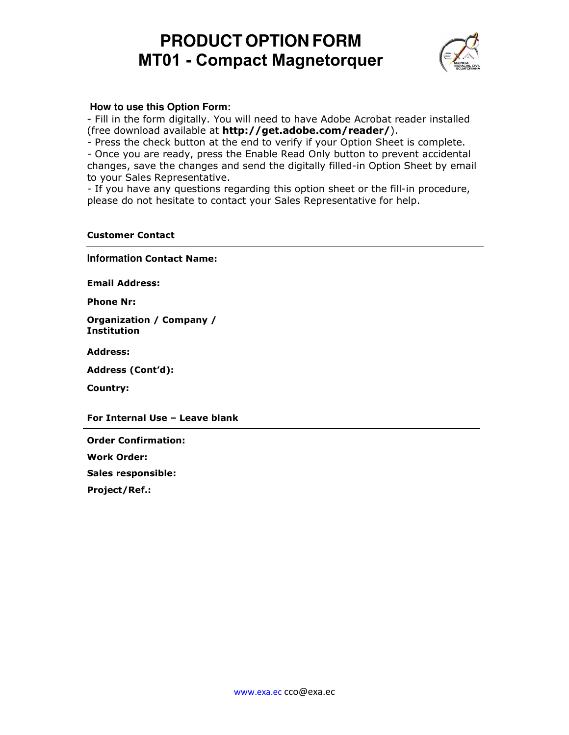# PRODUCT OPTION FORM
# MT01 - Compact Magnetorquer

**How to use this Option Form:**

- Fill in the form digitally. You will need to have Adobe Acrobat reader installed (free download available at **http://get.adobe.com/reader/**).
- Press the check button at the end to verify if your Option Sheet is complete.
- Once you are ready, press the Enable Read Only button to prevent accidental changes, save the changes and send the digitally filled-in Option Sheet by email to your Sales Representative.
- If you have any questions regarding this option sheet or the fill-in procedure, please do not hesitate to contact your Sales Representative for help.

**Customer Contact**

---

**Information Contact Name:**

**Email Address:**

**Phone Nr:**

**Organization / Company / Institution**

**Address:**

**Address (Cont'd):**

**Country:**

**For Internal Use – Leave blank**

---

**Order Confirmation:**

**Work Order:**

**Sales responsible:**

**Project/Ref.:**

www.exa.ec cco@exa.ec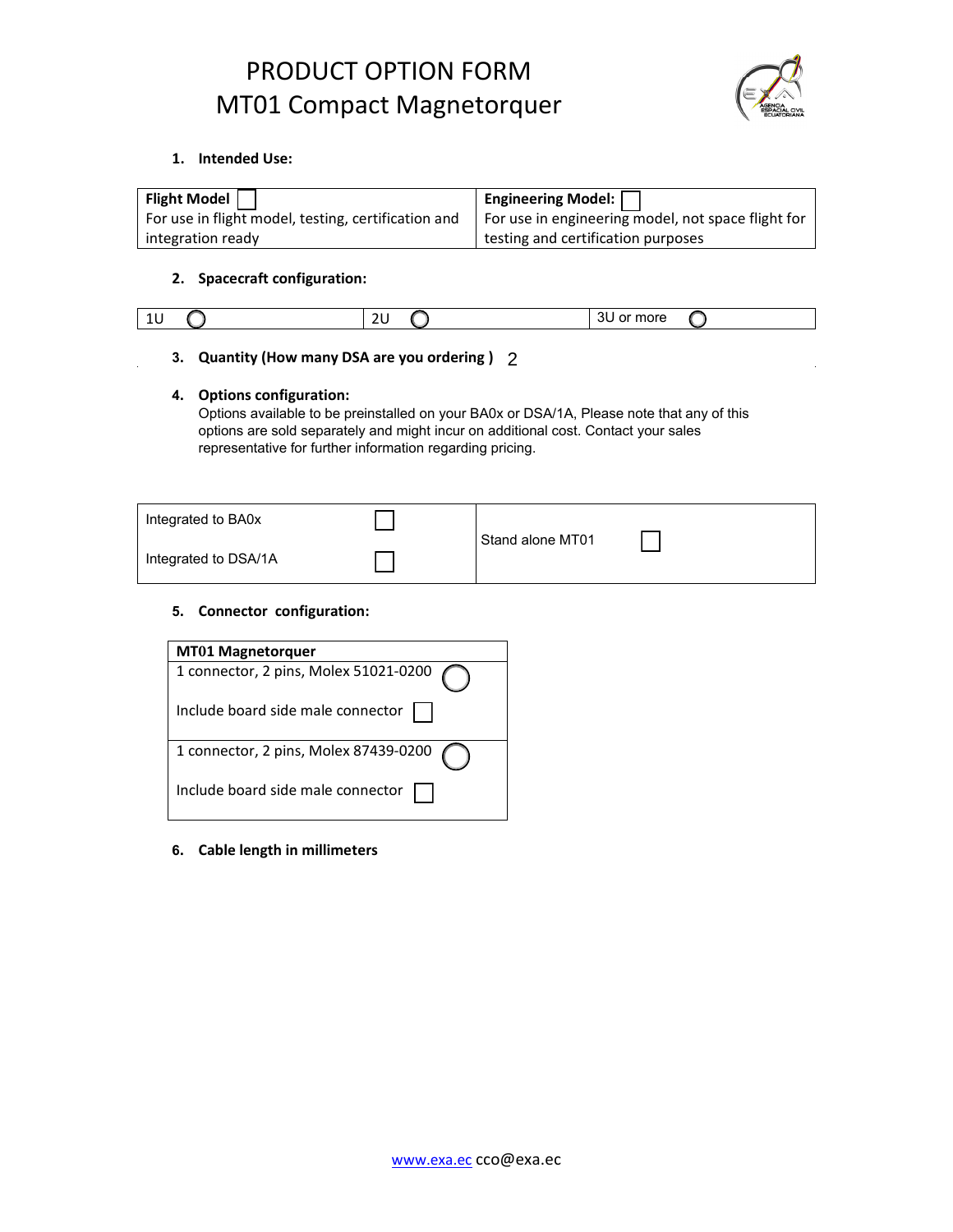# PRODUCT OPTION FORM
# MT01 Compact Magnetorquer

1. **Intended Use:**

| | |
|---|---|
| **Flight Model** ☐<br>For use in flight model, testing, certification and integration ready | **Engineering Model:** ☐<br>For use in engineering model, not space flight for testing and certification purposes |

2. **Spacecraft configuration:**

| | | |
|---|---|---|
| 1U ○ | 2U ○ | 3U or more ○ |

3. **Quantity (How many DSA are you ordering )** 2

4. **Options configuration:**
   Options available to be preinstalled on your BA0x or DSA/1A, Please note that any of this options are sold separately and might incur on additional cost. Contact your sales representative for further information regarding pricing.

| | | |
|---|---|---|
| Integrated to BA0x | ☐ | Stand alone MT01 ☐ |
| Integrated to DSA/1A | ☐ | |

5. **Connector configuration:**

| **MT01 Magnetorquer** |
|---|
| 1 connector, 2 pins, Molex 51021-0200 ○<br>Include board side male connector ☐ |
| 1 connector, 2 pins, Molex 87439-0200 ○<br>Include board side male connector ☐ |

6. **Cable length in millimeters**

www.exa.ec cco@exa.ec